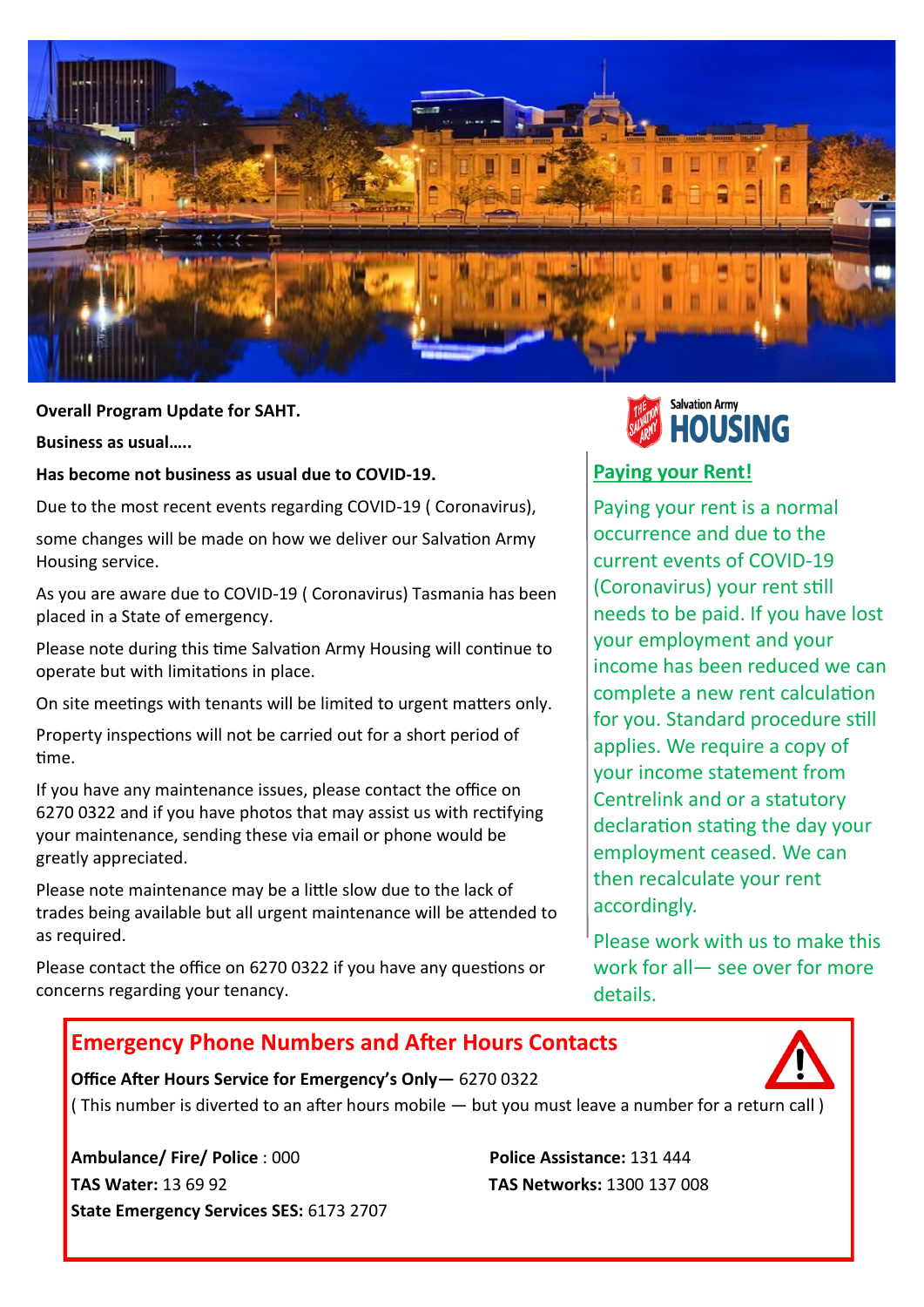**Overall Program Update for SAHT.**

**Business as usual…..**

**Has become not business as usual due to COVID-19.**

Due to the most recent events regarding COVID-19 ( Coronavirus),

some changes will be made on how we deliver our Salvation Army Housing service.

As you are aware due to COVID-19 ( Coronavirus) Tasmania has been placed in a State of emergency.

Please note during this time Salvation Army Housing will continue to operate but with limitations in place.

On site meetings with tenants will be limited to urgent matters only.

Property inspections will not be carried out for a short period of time.

If you have any maintenance issues, please contact the office on 6270 0322 and if you have photos that may assist us with rectifying your maintenance, sending these via email or phone would be greatly appreciated.

Please note maintenance may be a little slow due to the lack of trades being available but all urgent maintenance will be attended to as required.

Please contact the office on 6270 0322 if you have any questions or concerns regarding your tenancy.

Salvation Army **HOUSING**

## Paying your Rent!

Paying your rent is a normal occurrence and due to the current events of COVID-19 (Coronavirus) your rent still needs to be paid. If you have lost your employment and your income has been reduced we can complete a new rent calculation for you. Standard procedure still applies. We require a copy of your income statement from Centrelink and or a statutory declaration stating the day your employment ceased. We can then recalculate your rent accordingly.

Please work with us to make this work for all— see over for more details.

## Emergency Phone Numbers and After Hours Contacts

**Office After Hours Service for Emergency's Only—** 6270 0322

( This number is diverted to an after hours mobile — but you must leave a number for a return call )

**Ambulance/ Fire/ Police** : 000

**TAS Water:** 13 69 92

**State Emergency Services SES:** 6173 2707

**Police Assistance:** 131 444

**TAS Networks:** 1300 137 008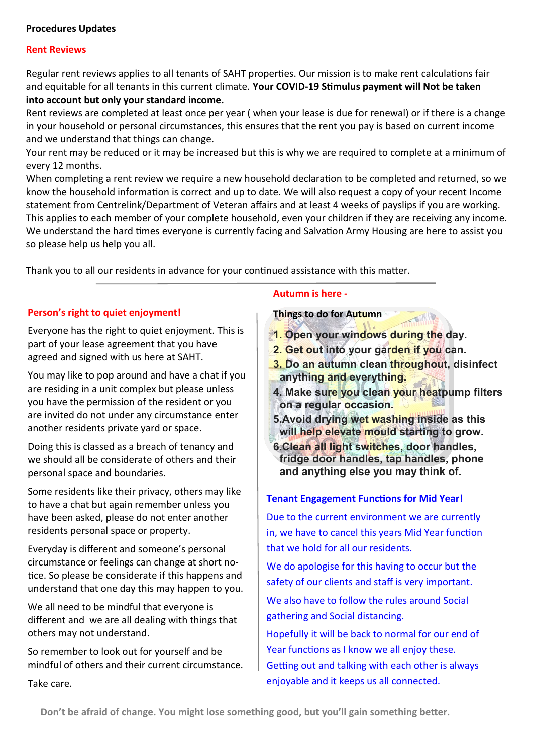**Procedures Updates**

## Rent Reviews

Regular rent reviews applies to all tenants of SAHT properties. Our mission is to make rent calculations fair and equitable for all tenants in this current climate. **Your COVID-19 Stimulus payment will Not be taken into account but only your standard income.**

Rent reviews are completed at least once per year ( when your lease is due for renewal) or if there is a change in your household or personal circumstances, this ensures that the rent you pay is based on current income and we understand that things can change.

Your rent may be reduced or it may be increased but this is why we are required to complete at a minimum of every 12 months.

When completing a rent review we require a new household declaration to be completed and returned, so we know the household information is correct and up to date. We will also request a copy of your recent Income statement from Centrelink/Department of Veteran affairs and at least 4 weeks of payslips if you are working. This applies to each member of your complete household, even your children if they are receiving any income. We understand the hard times everyone is currently facing and Salvation Army Housing are here to assist you so please help us help you all.

Thank you to all our residents in advance for your continued assistance with this matter.

## Person's right to quiet enjoyment!

Everyone has the right to quiet enjoyment. This is part of your lease agreement that you have agreed and signed with us here at SAHT.

You may like to pop around and have a chat if you are residing in a unit complex but please unless you have the permission of the resident or you are invited do not under any circumstance enter another residents private yard or space.

Doing this is classed as a breach of tenancy and we should all be considerate of others and their personal space and boundaries.

Some residents like their privacy, others may like to have a chat but again remember unless you have been asked, please do not enter another residents personal space or property.

Everyday is different and someone's personal circumstance or feelings can change at short notice. So please be considerate if this happens and understand that one day this may happen to you.

We all need to be mindful that everyone is different and we are all dealing with things that others may not understand.

So remember to look out for yourself and be mindful of others and their current circumstance.

Take care.

## Autumn is here -

**Things to do for Autumn**

1. **Open your windows during the day.**
2. **Get out into your garden if you can.**
3. **Do an autumn clean throughout, disinfect anything and everything.**
4. **Make sure you clean your heatpump filters on a regular occasion.**
5. **Avoid drying wet washing inside as this will help elevate mould starting to grow.**
6. **Clean all light switches, door handles, fridge door handles, tap handles, phone and anything else you may think of.**

## Tenant Engagement Functions for Mid Year!

Due to the current environment we are currently in, we have to cancel this years Mid Year function that we hold for all our residents.

We do apologise for this having to occur but the safety of our clients and staff is very important.

We also have to follow the rules around Social gathering and Social distancing.

Hopefully it will be back to normal for our end of Year functions as I know we all enjoy these. Getting out and talking with each other is always enjoyable and it keeps us all connected.

**Don't be afraid of change. You might lose something good, but you'll gain something better.**